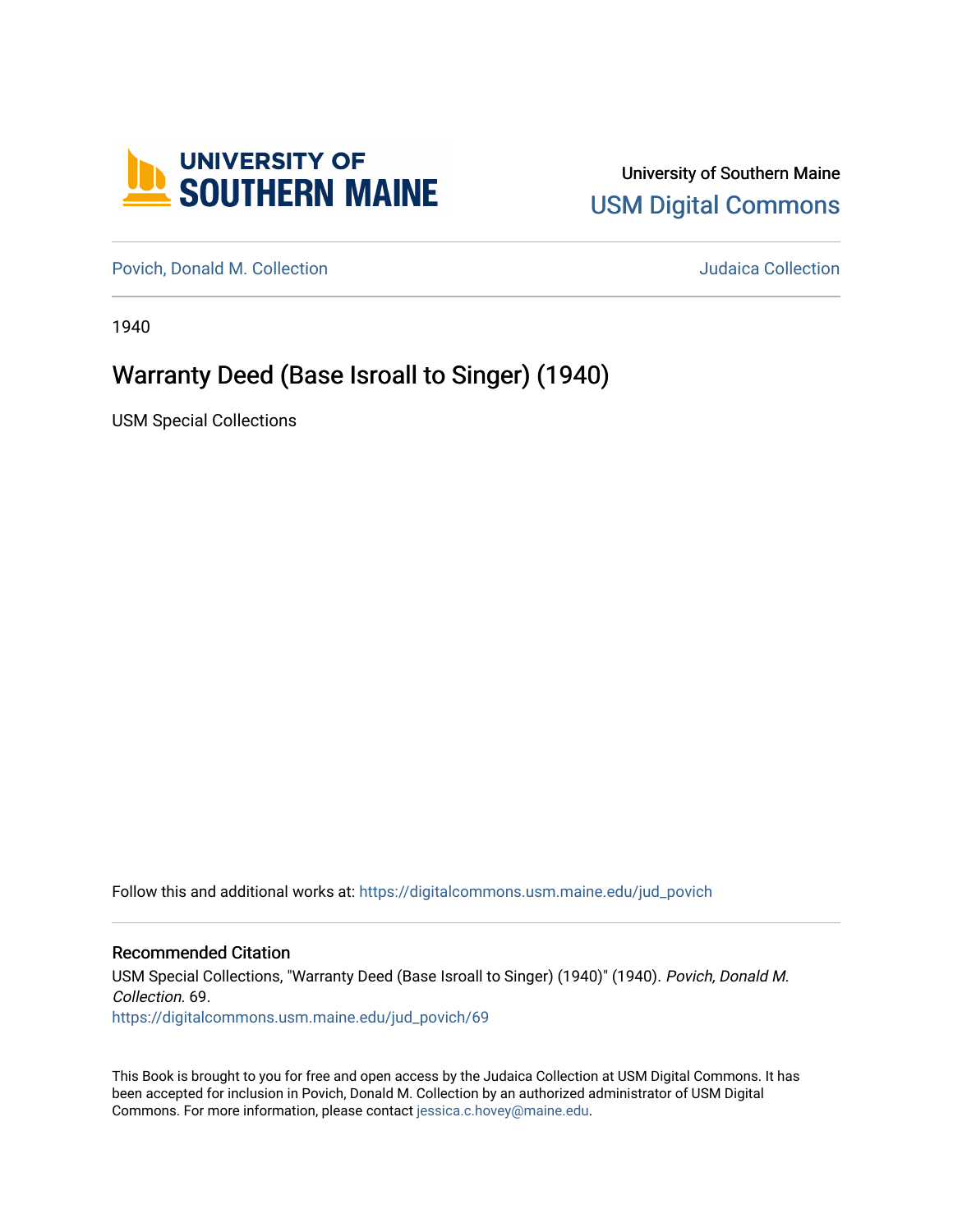University of Southern Maine

USM Digital Commons

Povich, Donald M. Collection

Judaica Collection

1940

# Warranty Deed (Base Isroall to Singer) (1940)

USM Special Collections

Follow this and additional works at: https://digitalcommons.usm.maine.edu/jud_povich

## Recommended Citation

USM Special Collections, "Warranty Deed (Base Isroall to Singer) (1940)" (1940). *Povich, Donald M. Collection*. 69.
https://digitalcommons.usm.maine.edu/jud_povich/69

This Book is brought to you for free and open access by the Judaica Collection at USM Digital Commons. It has been accepted for inclusion in Povich, Donald M. Collection by an authorized administrator of USM Digital Commons. For more information, please contact jessica.c.hovey@maine.edu.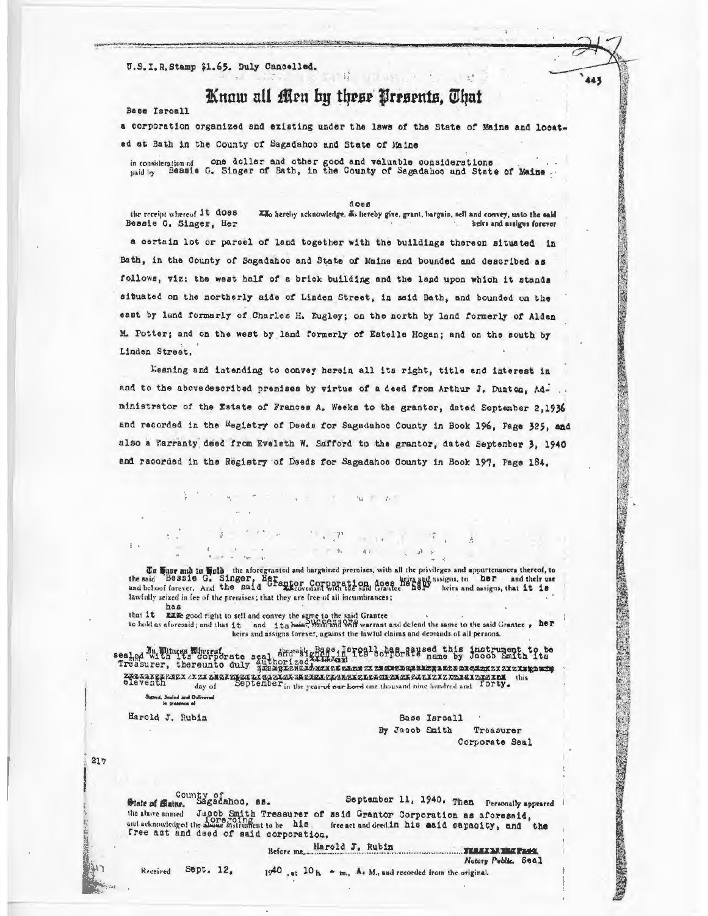U.S.I.R.Stamp $1.65. Duly Cancelled.

# Know all Men by these Presents, That

Base Isroall

a corporation organized and existing under the laws of the State of Maine and located at Bath in the County of Sagadahoc and State of Maine

in consideration of one dollar and other good and valuable considerations paid by Bessie G. Singer of Bath, in the County of Sagadahoc and State of Maine

the receipt whereof it does hereby acknowledge, does hereby give, grant, bargain, sell and convey, unto the said Bessie G. Singer, Her heirs and assigns forever

a certain lot or parcel of land together with the buildings thereon situated in Bath, in the County of Sagadahoc and State of Maine and bounded and described as follows, viz: the west half of a brick building and the land upon which it stands situated on the northerly side of Linden Street, in said Bath, and bounded on the east by land formerly of Charles H. Bugley; on the north by land formerly of Alden M. Potter; and on the west by land formerly of Estelle Hogan; and on the south by Linden Street.

Meaning and intending to convey herein all its right, title and interest in and to the abovedescribed premises by virtue of a deed from Arthur J. Dunton, Administrator of the Estate of Frances A. Weeks to the grantor, dated September 2,1936 and recorded in the Registry of Deeds for Sagadahoc County in Book 196, Page 325, and also a Warranty deed from Eveleth W. Safford to the grantor, dated September 3, 1940 and recorded in the Registry of Deeds for Sagadahoc County in Book 197, Page 184.

To have and to hold the aforegranted and bargained premises, with all the privileges and appurtenances thereof, to the said Bessie G. Singer, Her heirs and assigns, to her and their use and behoof forever. And the said Grantor Corporation does hereby covenant with the said Grantee her heirs and assigns, that it is lawfully seized in fee of the premises; that they are free of all incumbrances; that it has good right to sell and convey the same to the said Grantee to hold as aforesaid; and that it and its successors shall and will warrant and defend the same to the said Grantee, her heirs and assigns forever, against the lawful claims and demands of all persons.

In Witness Whereof, the said Base Isroall has caused this instrument to be sealed with its corporate seal and signed in its corporate name by Jacob Smith its Treasurer, thereunto duly authorized this eleventh day of September in the year one thousand nine hundred and forty.

Signed, Sealed and Delivered in presence of

Harold J. Rubin

Base Isroall
By Jacob Smith Treasurer
Corporate Seal

State of Maine. County of Sagadahoc, ss. September 11, 1940. Then Personally appeared the above named Jacob Smith Treasurer of said Grantor Corporation as aforesaid, and acknowledged the foregoing instrument to be his free act and deed in his said capacity, and the free act and deed of said corporation.

Before me, Harold J. Rubin
Notary Public. Seal

Received Sept. 12, 1940, at 10 h. m., A. M., and recorded from the original.